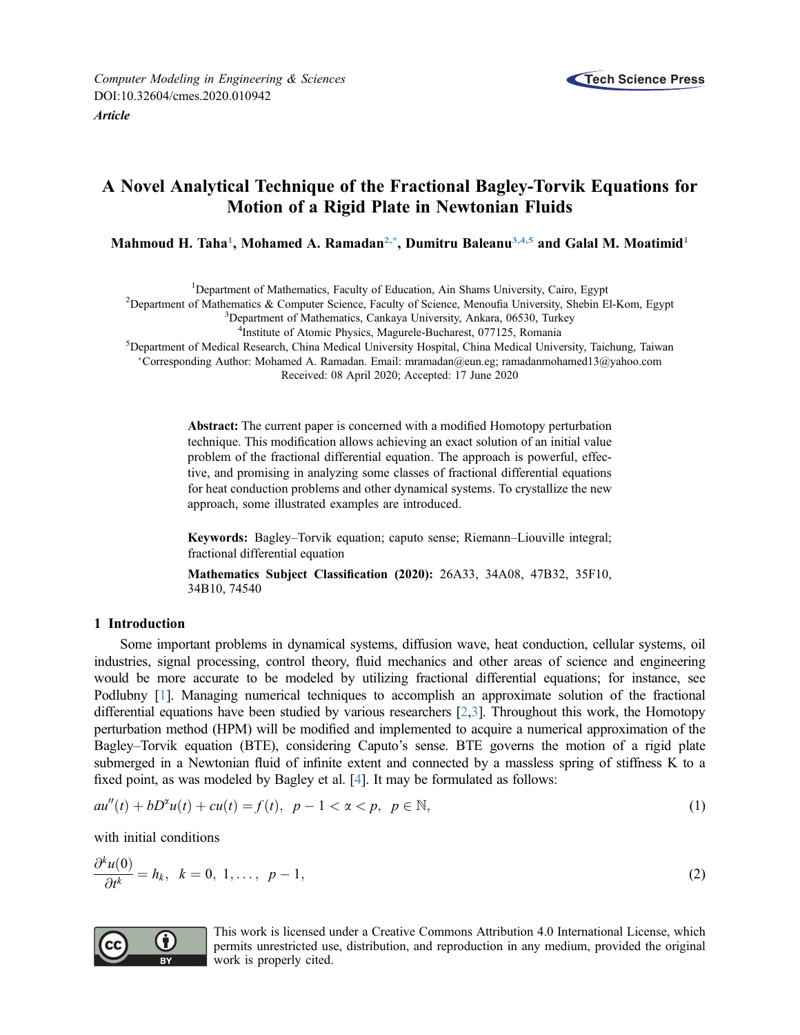Computer Modeling in Engineering & Sciences
DOI:10.32604/cmes.2020.010942

*Article*

# A Novel Analytical Technique of the Fractional Bagley-Torvik Equations for Motion of a Rigid Plate in Newtonian Fluids

**Mahmoud H. Taha[1], Mohamed A. Ramadan[2,*], Dumitru Baleanu[3,4,5] and Galal M. Moatimid[1]**

[1]Department of Mathematics, Faculty of Education, Ain Shams University, Cairo, Egypt
[2]Department of Mathematics & Computer Science, Faculty of Science, Menoufia University, Shebin El-Kom, Egypt
[3]Department of Mathematics, Cankaya University, Ankara, 06530, Turkey
[4]Institute of Atomic Physics, Magurele-Bucharest, 077125, Romania
[5]Department of Medical Research, China Medical University Hospital, China Medical University, Taichung, Taiwan
[*]Corresponding Author: Mohamed A. Ramadan. Email: mramadan@eun.eg; ramadanmohamed13@yahoo.com
Received: 08 April 2020; Accepted: 17 June 2020

**Abstract:** The current paper is concerned with a modified Homotopy perturbation technique. This modification allows achieving an exact solution of an initial value problem of the fractional differential equation. The approach is powerful, effective, and promising in analyzing some classes of fractional differential equations for heat conduction problems and other dynamical systems. To crystallize the new approach, some illustrated examples are introduced.

**Keywords:** Bagley–Torvik equation; caputo sense; Riemann–Liouville integral; fractional differential equation

**Mathematics Subject Classification (2020):** 26A33, 34A08, 47B32, 35F10, 34B10, 74540

## 1 Introduction

Some important problems in dynamical systems, diffusion wave, heat conduction, cellular systems, oil industries, signal processing, control theory, fluid mechanics and other areas of science and engineering would be more accurate to be modeled by utilizing fractional differential equations; for instance, see Podlubny [1]. Managing numerical techniques to accomplish an approximate solution of the fractional differential equations have been studied by various researchers [2,3]. Throughout this work, the Homotopy perturbation method (HPM) will be modified and implemented to acquire a numerical approximation of the Bagley–Torvik equation (BTE), considering Caputo's sense. BTE governs the motion of a rigid plate submerged in a Newtonian fluid of infinite extent and connected by a massless spring of stiffness K to a fixed point, as was modeled by Bagley et al. [4]. It may be formulated as follows:

$$au''(t) + bD^{\alpha}u(t) + cu(t) = f(t), \;\; p-1 < \alpha < p, \;\; p \in \mathbb{N}, \tag{1}$$

with initial conditions

$$\frac{\partial^k u(0)}{\partial t^k} = h_k, \;\; k = 0, 1, \ldots, \; p-1, \tag{2}$$

This work is licensed under a Creative Commons Attribution 4.0 International License, which permits unrestricted use, distribution, and reproduction in any medium, provided the original work is properly cited.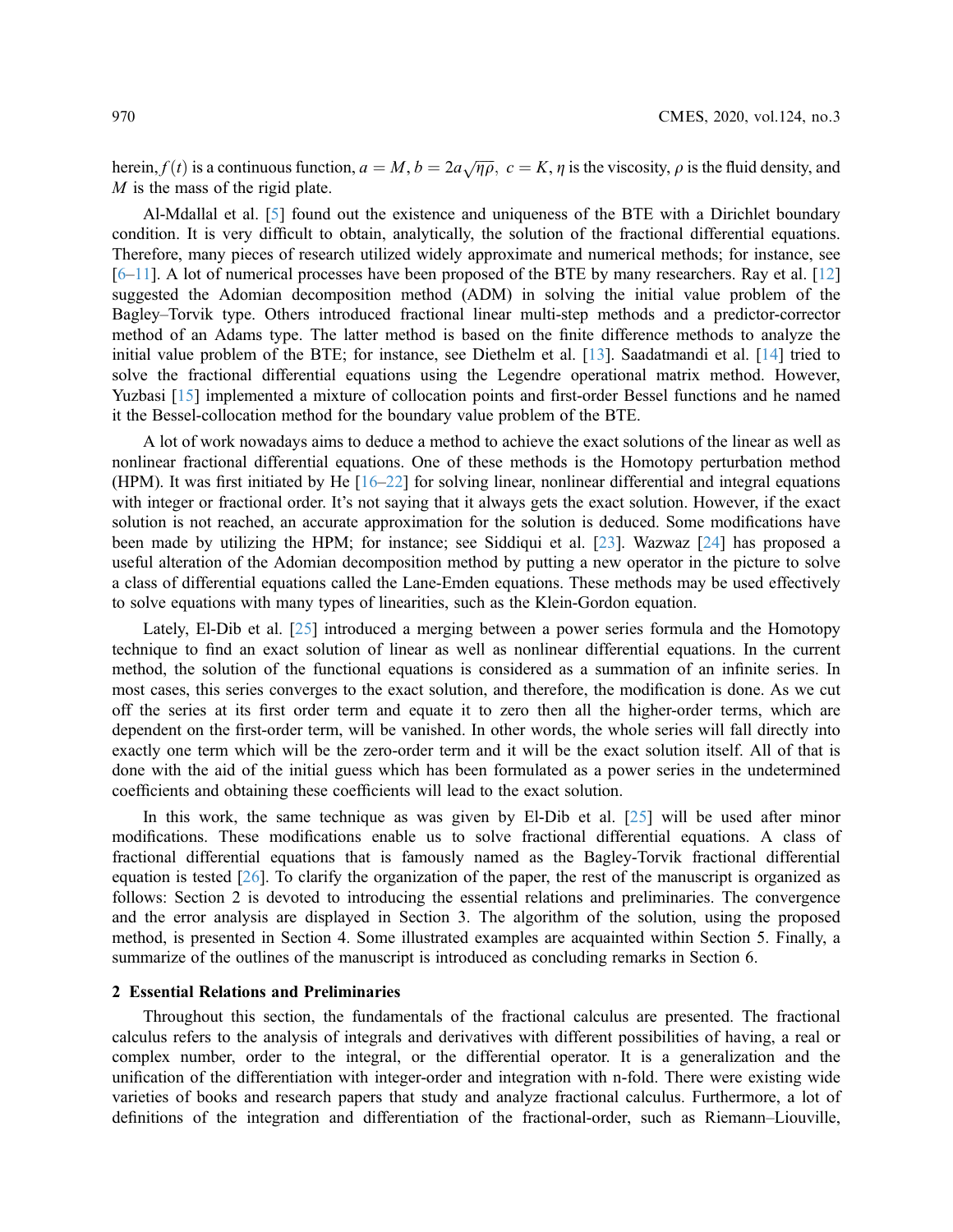herein, $f(t)$ is a continuous function, $a = M, b = 2a\sqrt{\eta\rho},\ c = K$, $\eta$ is the viscosity, $\rho$ is the fluid density, and $M$ is the mass of the rigid plate.

Al-Mdallal et al. [5] found out the existence and uniqueness of the BTE with a Dirichlet boundary condition. It is very difficult to obtain, analytically, the solution of the fractional differential equations. Therefore, many pieces of research utilized widely approximate and numerical methods; for instance, see [6–11]. A lot of numerical processes have been proposed of the BTE by many researchers. Ray et al. [12] suggested the Adomian decomposition method (ADM) in solving the initial value problem of the Bagley–Torvik type. Others introduced fractional linear multi-step methods and a predictor-corrector method of an Adams type. The latter method is based on the finite difference methods to analyze the initial value problem of the BTE; for instance, see Diethelm et al. [13]. Saadatmandi et al. [14] tried to solve the fractional differential equations using the Legendre operational matrix method. However, Yuzbasi [15] implemented a mixture of collocation points and first-order Bessel functions and he named it the Bessel-collocation method for the boundary value problem of the BTE.

A lot of work nowadays aims to deduce a method to achieve the exact solutions of the linear as well as nonlinear fractional differential equations. One of these methods is the Homotopy perturbation method (HPM). It was first initiated by He [16–22] for solving linear, nonlinear differential and integral equations with integer or fractional order. It's not saying that it always gets the exact solution. However, if the exact solution is not reached, an accurate approximation for the solution is deduced. Some modifications have been made by utilizing the HPM; for instance; see Siddiqui et al. [23]. Wazwaz [24] has proposed a useful alteration of the Adomian decomposition method by putting a new operator in the picture to solve a class of differential equations called the Lane-Emden equations. These methods may be used effectively to solve equations with many types of linearities, such as the Klein-Gordon equation.

Lately, El-Dib et al. [25] introduced a merging between a power series formula and the Homotopy technique to find an exact solution of linear as well as nonlinear differential equations. In the current method, the solution of the functional equations is considered as a summation of an infinite series. In most cases, this series converges to the exact solution, and therefore, the modification is done. As we cut off the series at its first order term and equate it to zero then all the higher-order terms, which are dependent on the first-order term, will be vanished. In other words, the whole series will fall directly into exactly one term which will be the zero-order term and it will be the exact solution itself. All of that is done with the aid of the initial guess which has been formulated as a power series in the undetermined coefficients and obtaining these coefficients will lead to the exact solution.

In this work, the same technique as was given by El-Dib et al. [25] will be used after minor modifications. These modifications enable us to solve fractional differential equations. A class of fractional differential equations that is famously named as the Bagley-Torvik fractional differential equation is tested [26]. To clarify the organization of the paper, the rest of the manuscript is organized as follows: Section 2 is devoted to introducing the essential relations and preliminaries. The convergence and the error analysis are displayed in Section 3. The algorithm of the solution, using the proposed method, is presented in Section 4. Some illustrated examples are acquainted within Section 5. Finally, a summarize of the outlines of the manuscript is introduced as concluding remarks in Section 6.

## 2 Essential Relations and Preliminaries

Throughout this section, the fundamentals of the fractional calculus are presented. The fractional calculus refers to the analysis of integrals and derivatives with different possibilities of having, a real or complex number, order to the integral, or the differential operator. It is a generalization and the unification of the differentiation with integer-order and integration with n-fold. There were existing wide varieties of books and research papers that study and analyze fractional calculus. Furthermore, a lot of definitions of the integration and differentiation of the fractional-order, such as Riemann–Liouville,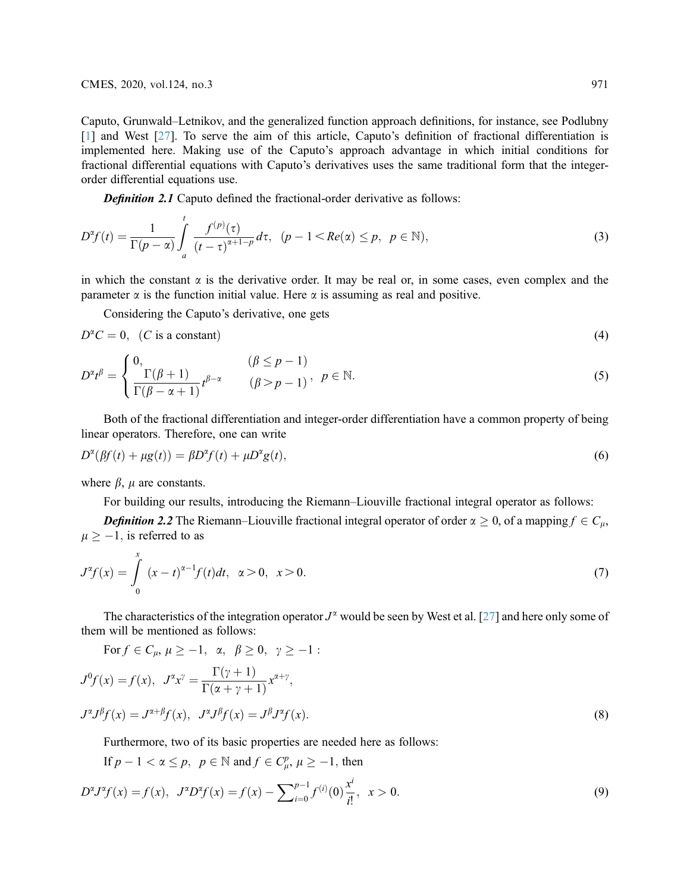Caputo, Grunwald–Letnikov, and the generalized function approach definitions, for instance, see Podlubny [1] and West [27]. To serve the aim of this article, Caputo's definition of fractional differentiation is implemented here. Making use of the Caputo's approach advantage in which initial conditions for fractional differential equations with Caputo's derivatives uses the same traditional form that the integer-order differential equations use.

***Definition 2.1*** Caputo defined the fractional-order derivative as follows:

$$D^{\alpha}f(t)=\frac{1}{\Gamma(p-\alpha)}\int_{a}^{t}\frac{f^{(p)}(\tau)}{(t-\tau)^{\alpha+1-p}}d\tau,\quad (p-1<Re(\alpha)\leq p,\ \ p\in\mathbb{N}),\tag{3}$$

in which the constant $\alpha$ is the derivative order. It may be real or, in some cases, even complex and the parameter $\alpha$ is the function initial value. Here $\alpha$ is assuming as real and positive.

Considering the Caputo's derivative, one gets

$$D^{\alpha}C=0,\quad (C \text{ is a constant})\tag{4}$$

$$D^{\alpha}t^{\beta}=\begin{cases}0, & (\beta\leq p-1)\\ \dfrac{\Gamma(\beta+1)}{\Gamma(\beta-\alpha+1)}t^{\beta-\alpha} & (\beta>p-1)\end{cases},\quad p\in\mathbb{N}.\tag{5}$$

Both of the fractional differentiation and integer-order differentiation have a common property of being linear operators. Therefore, one can write

$$D^{\alpha}(\beta f(t)+\mu g(t))=\beta D^{\alpha}f(t)+\mu D^{\alpha}g(t),\tag{6}$$

where $\beta$, $\mu$ are constants.

For building our results, introducing the Riemann–Liouville fractional integral operator as follows:

***Definition 2.2*** The Riemann–Liouville fractional integral operator of order $\alpha\geq 0$, of a mapping $f\in C_{\mu}$, $\mu\geq -1$, is referred to as

$$J^{\alpha}f(x)=\int_{0}^{x}(x-t)^{\alpha-1}f(t)dt,\quad \alpha>0,\ \ x>0.\tag{7}$$

The characteristics of the integration operator $J^{\alpha}$ would be seen by West et al. [27] and here only some of them will be mentioned as follows:

For $f\in C_{\mu},\ \mu\geq -1,\ \ \alpha,\ \ \beta\geq 0,\ \ \gamma\geq -1$ :

$$J^{0}f(x)=f(x),\quad J^{\alpha}x^{\gamma}=\frac{\Gamma(\gamma+1)}{\Gamma(\alpha+\gamma+1)}x^{\alpha+\gamma},$$

$$J^{\alpha}J^{\beta}f(x)=J^{\alpha+\beta}f(x),\quad J^{\alpha}J^{\beta}f(x)=J^{\beta}J^{\alpha}f(x).\tag{8}$$

Furthermore, two of its basic properties are needed here as follows:

If $p-1<\alpha\leq p,\ \ p\in\mathbb{N}$ and $f\in C_{\mu}^{p},\ \mu\geq -1$, then

$$D^{\alpha}J^{\alpha}f(x)=f(x),\quad J^{\alpha}D^{\alpha}f(x)=f(x)-\sum\nolimits_{i=0}^{p-1}f^{(i)}(0)\frac{x^{i}}{i!},\quad x>0.\tag{9}$$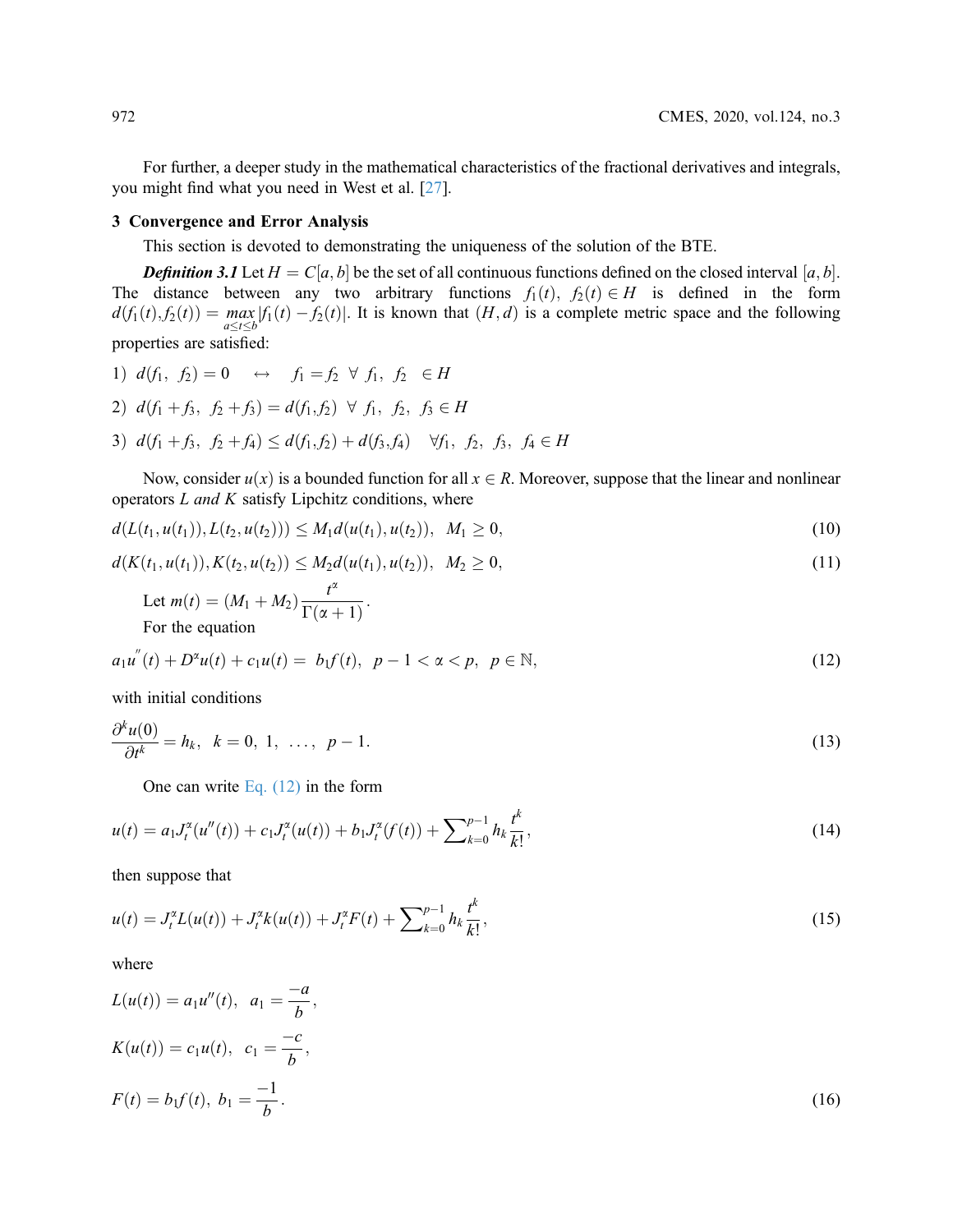For further, a deeper study in the mathematical characteristics of the fractional derivatives and integrals, you might find what you need in West et al. [27].

## 3 Convergence and Error Analysis

This section is devoted to demonstrating the uniqueness of the solution of the BTE.

***Definition 3.1*** Let $H = C[a,b]$ be the set of all continuous functions defined on the closed interval $[a,b]$. The distance between any two arbitrary functions $f_1(t),\ f_2(t) \in H$ is defined in the form $d(f_1(t), f_2(t)) = \max_{a \le t \le b} |f_1(t) - f_2(t)|$. It is known that $(H, d)$ is a complete metric space and the following properties are satisfied:

1) $d(f_1,\ f_2) = 0 \quad \leftrightarrow \quad f_1 = f_2 \ \forall\ f_1,\ f_2 \ \in H$

2) $d(f_1 + f_3,\ f_2 + f_3) = d(f_1, f_2) \ \forall\ f_1,\ f_2,\ f_3 \in H$

3) $d(f_1 + f_3,\ f_2 + f_4) \le d(f_1, f_2) + d(f_3, f_4) \quad \forall f_1,\ f_2,\ f_3,\ f_4 \in H$

Now, consider $u(x)$ is a bounded function for all $x \in R$. Moreover, suppose that the linear and nonlinear operators $L$ *and* $K$ satisfy Lipchitz conditions, where

$$d(L(t_1, u(t_1)), L(t_2, u(t_2))) \le M_1 d(u(t_1), u(t_2)), \quad M_1 \ge 0, \tag{10}$$

$$d(K(t_1, u(t_1)), K(t_2, u(t_2)) \le M_2 d(u(t_1), u(t_2)), \quad M_2 \ge 0, \tag{11}$$

Let $m(t) = (M_1 + M_2)\dfrac{t^\alpha}{\Gamma(\alpha + 1)}$.

For the equation

$$a_1 u''(t) + D^\alpha u(t) + c_1 u(t) = \ b_1 f(t), \quad p - 1 < \alpha < p, \quad p \in \mathbb{N}, \tag{12}$$

with initial conditions

$$\frac{\partial^k u(0)}{\partial t^k} = h_k, \quad k = 0,\ 1,\ \ldots,\ p - 1. \tag{13}$$

One can write Eq. (12) in the form

$$u(t) = a_1 J_t^\alpha (u''(t)) + c_1 J_t^\alpha (u(t)) + b_1 J_t^\alpha (f(t)) + \sum\nolimits_{k=0}^{p-1} h_k \frac{t^k}{k!}, \tag{14}$$

then suppose that

$$u(t) = J_t^\alpha L(u(t)) + J_t^\alpha k(u(t)) + J_t^\alpha F(t) + \sum\nolimits_{k=0}^{p-1} h_k \frac{t^k}{k!}, \tag{15}$$

where

$$L(u(t)) = a_1 u''(t), \quad a_1 = \frac{-a}{b},$$

$$K(u(t)) = c_1 u(t), \quad c_1 = \frac{-c}{b},$$

$$F(t) = b_1 f(t), \ b_1 = \frac{-1}{b}. \tag{16}$$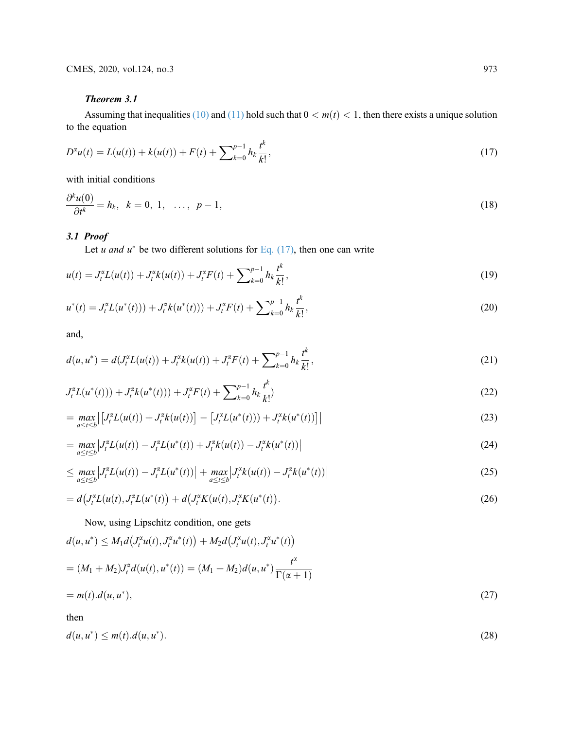***Theorem 3.1***

Assuming that inequalities (10) and (11) hold such that $0 < m(t) < 1$, then there exists a unique solution to the equation

$$D^{\alpha}u(t) = L(u(t)) + k(u(t)) + F(t) + \sum\nolimits_{k=0}^{p-1} h_k \frac{t^k}{k!}, \tag{17}$$

with initial conditions

$$\frac{\partial^k u(0)}{\partial t^k} = h_k, \ \ k = 0, \ 1, \ \ \ldots, \ \ p-1, \tag{18}$$

### 3.1 *Proof*

Let $u$ *and* $u^*$ be two different solutions for Eq. (17), then one can write

$$u(t) = J_t^{\alpha} L(u(t)) + J_t^{\alpha} k(u(t)) + J_t^{\alpha} F(t) + \sum\nolimits_{k=0}^{p-1} h_k \frac{t^k}{k!}, \tag{19}$$

$$u^*(t) = J_t^{\alpha} L(u^*(t))) + J_t^{\alpha} k(u^*(t))) + J_t^{\alpha} F(t) + \sum\nolimits_{k=0}^{p-1} h_k \frac{t^k}{k!}, \tag{20}$$

and,

$$d(u, u^*) = d(J_t^{\alpha} L(u(t)) + J_t^{\alpha} k(u(t)) + J_t^{\alpha} F(t) + \sum\nolimits_{k=0}^{p-1} h_k \frac{t^k}{k!}, \tag{21}$$

$$J_t^{\alpha} L(u^*(t))) + J_t^{\alpha} k(u^*(t))) + J_t^{\alpha} F(t) + \sum\nolimits_{k=0}^{p-1} h_k \frac{t^k}{k!}) \tag{22}$$

$$= \max_{a \le t \le b} \left| \left[ J_t^{\alpha} L(u(t)) + J_t^{\alpha} k(u(t)) \right] - \left[ J_t^{\alpha} L(u^*(t))) + J_t^{\alpha} k(u^*(t)) \right] \right| \tag{23}$$

$$= \max_{a \le t \le b} \left| J_t^{\alpha} L(u(t)) - J_t^{\alpha} L(u^*(t)) + J_t^{\alpha} k(u(t)) - J_t^{\alpha} k(u^*(t)) \right| \tag{24}$$

$$\le \max_{a \le t \le b} \left| J_t^{\alpha} L(u(t)) - J_t^{\alpha} L(u^*(t)) \right| + \max_{a \le t \le b} \left| J_t^{\alpha} k(u(t)) - J_t^{\alpha} k(u^*(t)) \right| \tag{25}$$

$$= d\left(J_t^{\alpha} L(u(t), J_t^{\alpha} L(u^*(t)\right) + d\left(J_t^{\alpha} K(u(t), J_t^{\alpha} K(u^*(t)\right). \tag{26}$$

Now, using Lipschitz condition, one gets

$$d(u, u^*) \le M_1 d\left(J_t^{\alpha} u(t), J_t^{\alpha} u^*(t)\right) + M_2 d\left(J_t^{\alpha} u(t), J_t^{\alpha} u^*(t)\right)$$

$$= (M_1 + M_2) J_t^{\alpha} d(u(t), u^*(t)) = (M_1 + M_2) d(u, u^*) \frac{t^{\alpha}}{\Gamma(\alpha + 1)}$$

$$= m(t).d(u, u^*), \tag{27}$$

then

$$d(u, u^*) \le m(t).d(u, u^*). \tag{28}$$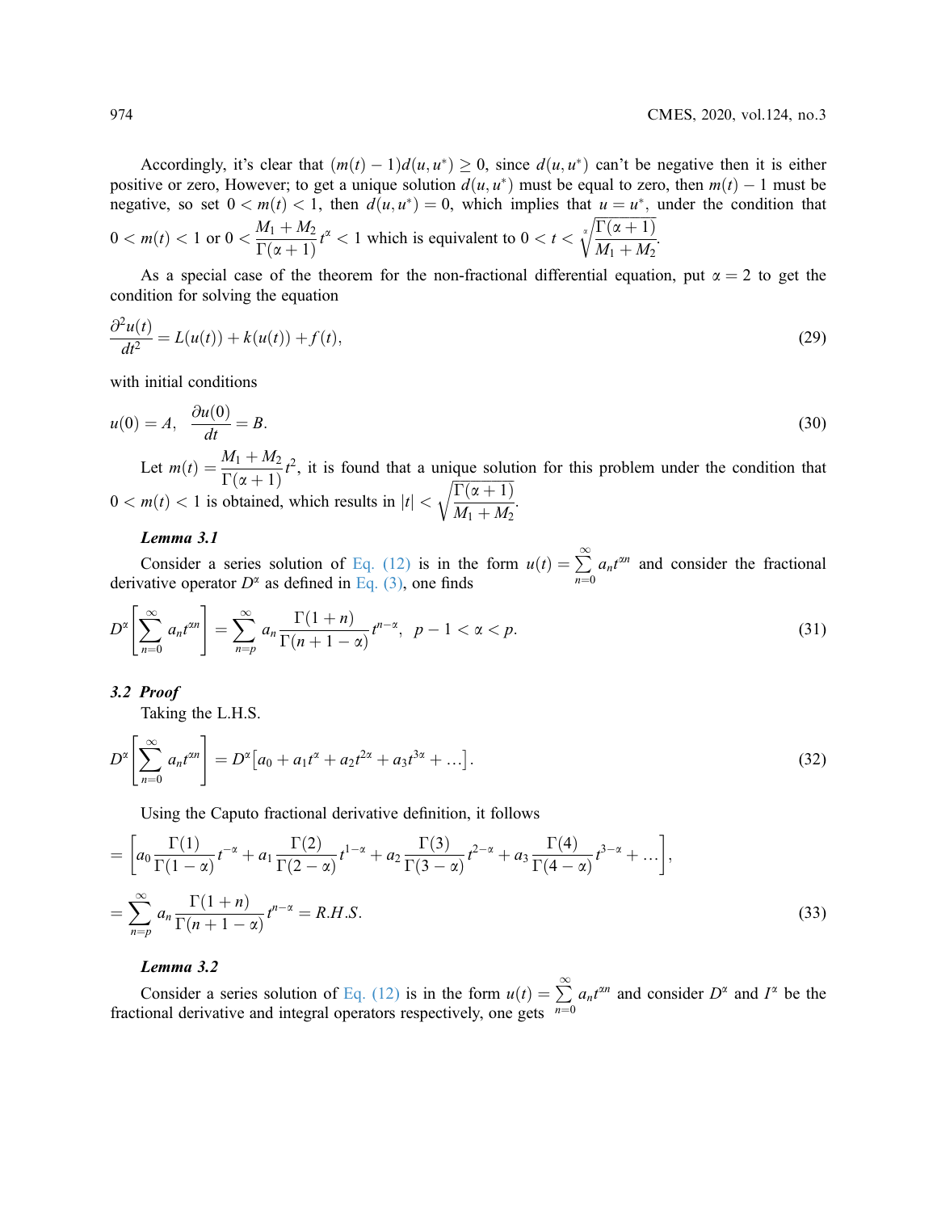Accordingly, it's clear that $(m(t)-1)d(u,u^*) \geq 0$, since $d(u,u^*)$ can't be negative then it is either positive or zero, However; to get a unique solution $d(u,u^*)$ must be equal to zero, then $m(t)-1$ must be negative, so set $0 < m(t) < 1$, then $d(u,u^*) = 0$, which implies that $u = u^*$, under the condition that $0 < m(t) < 1$ or $0 < \frac{M_1 + M_2}{\Gamma(\alpha+1)} t^{\alpha} < 1$ which is equivalent to $0 < t < \sqrt[\alpha]{\frac{\Gamma(\alpha+1)}{M_1 + M_2}}$.

As a special case of the theorem for the non-fractional differential equation, put $\alpha = 2$ to get the condition for solving the equation

$$\frac{\partial^2 u(t)}{dt^2} = L(u(t)) + k(u(t)) + f(t), \tag{29}$$

with initial conditions

$$u(0) = A, \quad \frac{\partial u(0)}{dt} = B. \tag{30}$$

Let $m(t) = \frac{M_1 + M_2}{\Gamma(\alpha+1)} t^2$, it is found that a unique solution for this problem under the condition that $0 < m(t) < 1$ is obtained, which results in $|t| < \sqrt{\frac{\Gamma(\alpha+1)}{M_1 + M_2}}$.

***Lemma 3.1***

Consider a series solution of Eq. (12) is in the form $u(t) = \sum_{n=0}^{\infty} a_n t^{\alpha n}$ and consider the fractional derivative operator $D^{\alpha}$ as defined in Eq. (3), one finds

$$D^{\alpha}\left[\sum_{n=0}^{\infty} a_n t^{\alpha n}\right] = \sum_{n=p}^{\infty} a_n \frac{\Gamma(1+n)}{\Gamma(n+1-\alpha)} t^{n-\alpha}, \quad p-1 < \alpha < p. \tag{31}$$

## 3.2 Proof

Taking the L.H.S.

$$D^{\alpha}\left[\sum_{n=0}^{\infty} a_n t^{\alpha n}\right] = D^{\alpha}\left[a_0 + a_1 t^{\alpha} + a_2 t^{2\alpha} + a_3 t^{3\alpha} + \ldots\right]. \tag{32}$$

Using the Caputo fractional derivative definition, it follows

$$= \left[a_0 \frac{\Gamma(1)}{\Gamma(1-\alpha)} t^{-\alpha} + a_1 \frac{\Gamma(2)}{\Gamma(2-\alpha)} t^{1-\alpha} + a_2 \frac{\Gamma(3)}{\Gamma(3-\alpha)} t^{2-\alpha} + a_3 \frac{\Gamma(4)}{\Gamma(4-\alpha)} t^{3-\alpha} + \ldots\right],$$

$$= \sum_{n=p}^{\infty} a_n \frac{\Gamma(1+n)}{\Gamma(n+1-\alpha)} t^{n-\alpha} = R.H.S. \tag{33}$$

***Lemma 3.2***

Consider a series solution of Eq. (12) is in the form $u(t) = \sum_{n=0}^{\infty} a_n t^{\alpha n}$ and consider $D^{\alpha}$ and $I^{\alpha}$ be the fractional derivative and integral operators respectively, one gets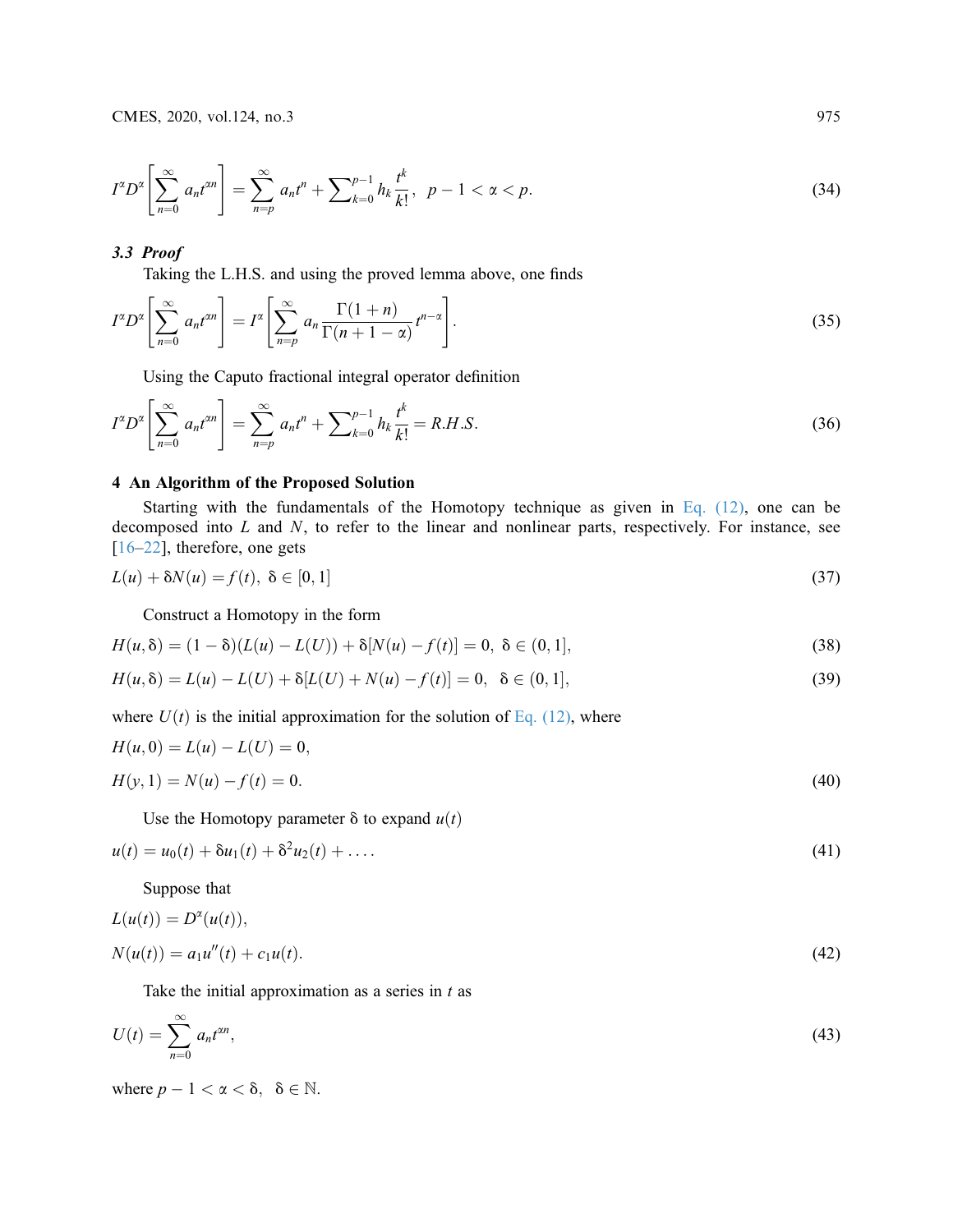$$I^{\alpha}D^{\alpha}\left[\sum_{n=0}^{\infty}a_{n}t^{\alpha n}\right]=\sum_{n=p}^{\infty}a_{n}t^{n}+\sum\nolimits_{k=0}^{p-1}h_{k}\frac{t^{k}}{k!},\;\; p-1<\alpha<p. \tag{34}$$

### 3.3 *Proof*

Taking the L.H.S. and using the proved lemma above, one finds

$$I^{\alpha}D^{\alpha}\left[\sum_{n=0}^{\infty}a_{n}t^{\alpha n}\right]=I^{\alpha}\left[\sum_{n=p}^{\infty}a_{n}\frac{\Gamma(1+n)}{\Gamma(n+1-\alpha)}t^{n-\alpha}\right]. \tag{35}$$

Using the Caputo fractional integral operator definition

$$I^{\alpha}D^{\alpha}\left[\sum_{n=0}^{\infty}a_{n}t^{\alpha n}\right]=\sum_{n=p}^{\infty}a_{n}t^{n}+\sum\nolimits_{k=0}^{p-1}h_{k}\frac{t^{k}}{k!}=R.H.S. \tag{36}$$

## 4 An Algorithm of the Proposed Solution

Starting with the fundamentals of the Homotopy technique as given in Eq. (12), one can be decomposed into $L$ and $N$, to refer to the linear and nonlinear parts, respectively. For instance, see [16–22], therefore, one gets

$$L(u)+\delta N(u)=f(t),\;\delta\in[0,1] \tag{37}$$

Construct a Homotopy in the form

$$H(u,\delta)=(1-\delta)(L(u)-L(U))+\delta[N(u)-f(t)]=0,\;\delta\in(0,1], \tag{38}$$

$$H(u,\delta)=L(u)-L(U)+\delta[L(U)+N(u)-f(t)]=0,\;\;\delta\in(0,1], \tag{39}$$

where $U(t)$ is the initial approximation for the solution of Eq. (12), where

$$H(u,0)=L(u)-L(U)=0,$$

$$H(y,1)=N(u)-f(t)=0. \tag{40}$$

Use the Homotopy parameter $\delta$ to expand $u(t)$

$$u(t)=u_{0}(t)+\delta u_{1}(t)+\delta^{2}u_{2}(t)+\ldots. \tag{41}$$

Suppose that

$$L(u(t))=D^{\alpha}(u(t)),$$

$$N(u(t))=a_{1}u''(t)+c_{1}u(t). \tag{42}$$

Take the initial approximation as a series in $t$ as

$$U(t)=\sum_{n=0}^{\infty}a_{n}t^{\alpha n}, \tag{43}$$

where $p-1<\alpha<\delta,\;\;\delta\in\mathbb{N}$.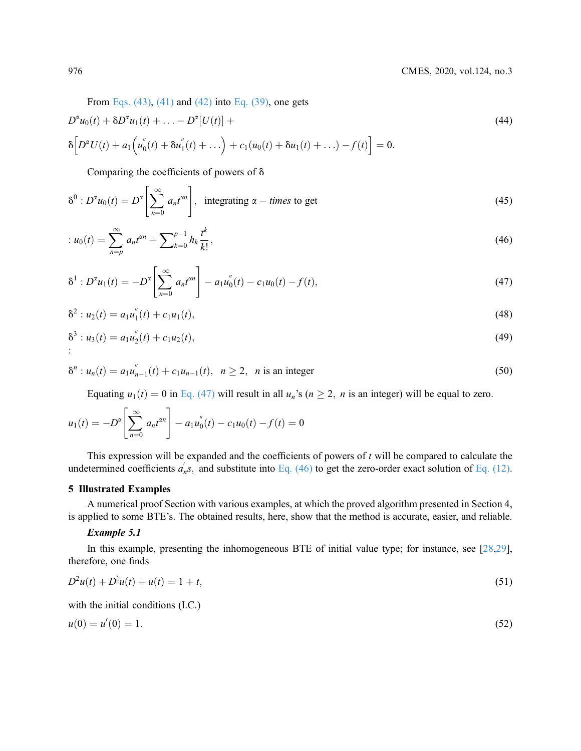From Eqs. (43), (41) and (42) into Eq. (39), one gets

$$D^{\alpha}u_0(t) + \delta D^{\alpha}u_1(t) + \ldots - D^{\alpha}[U(t)] + \tag{44}$$

$$\delta\Big[D^{\alpha}U(t) + a_1\Big(u_0^{''}(t) + \delta u_1^{''}(t) + \ldots\Big) + c_1(u_0(t) + \delta u_1(t) + \ldots) - f(t)\Big] = 0.$$

Comparing the coefficients of powers of $\delta$

$$\delta^0 : D^{\alpha}u_0(t) = D^{\alpha}\left[\sum_{n=0}^{\infty} a_n t^{\alpha n}\right], \text{ integrating } \alpha - \textit{times} \text{ to get} \tag{45}$$

$$: u_0(t) = \sum_{n=p}^{\infty} a_n t^{\alpha n} + \sum\nolimits_{k=0}^{p-1} h_k \frac{t^k}{k!}, \tag{46}$$

$$\delta^1 : D^{\alpha}u_1(t) = -D^{\alpha}\left[\sum_{n=0}^{\infty} a_n t^{\alpha n}\right] - a_1 u_0^{''}(t) - c_1 u_0(t) - f(t), \tag{47}$$

$$\delta^2 : u_2(t) = a_1 u_1^{''}(t) + c_1 u_1(t), \tag{48}$$

$$\delta^3 : u_3(t) = a_1 u_2^{''}(t) + c_1 u_2(t), \tag{49}$$

$$\vdots$$

$$\delta^n : u_n(t) = a_1 u_{n-1}^{''}(t) + c_1 u_{n-1}(t), \quad n \geq 2, \quad n \text{ is an integer} \tag{50}$$

Equating $u_1(t) = 0$ in Eq. (47) will result in all $u_n$'s ($n \geq 2$, $n$ is an integer) will be equal to zero.

$$u_1(t) = -D^{\alpha}\left[\sum_{n=0}^{\infty} a_n t^{\alpha n}\right] - a_1 u_0^{''}(t) - c_1 u_0(t) - f(t) = 0$$

This expression will be expanded and the coefficients of powers of $t$ will be compared to calculate the undetermined coefficients $a_n^{'}s$, and substitute into Eq. (46) to get the zero-order exact solution of Eq. (12).

## 5 Illustrated Examples

A numerical proof Section with various examples, at which the proved algorithm presented in Section 4, is applied to some BTE's. The obtained results, here, show that the method is accurate, easier, and reliable.

***Example 5.1***

In this example, presenting the inhomogeneous BTE of initial value type; for instance, see [28,29], therefore, one finds

$$D^2 u(t) + D^{\frac{3}{2}} u(t) + u(t) = 1 + t, \tag{51}$$

with the initial conditions (I.C.)

$$u(0) = u'(0) = 1. \tag{52}$$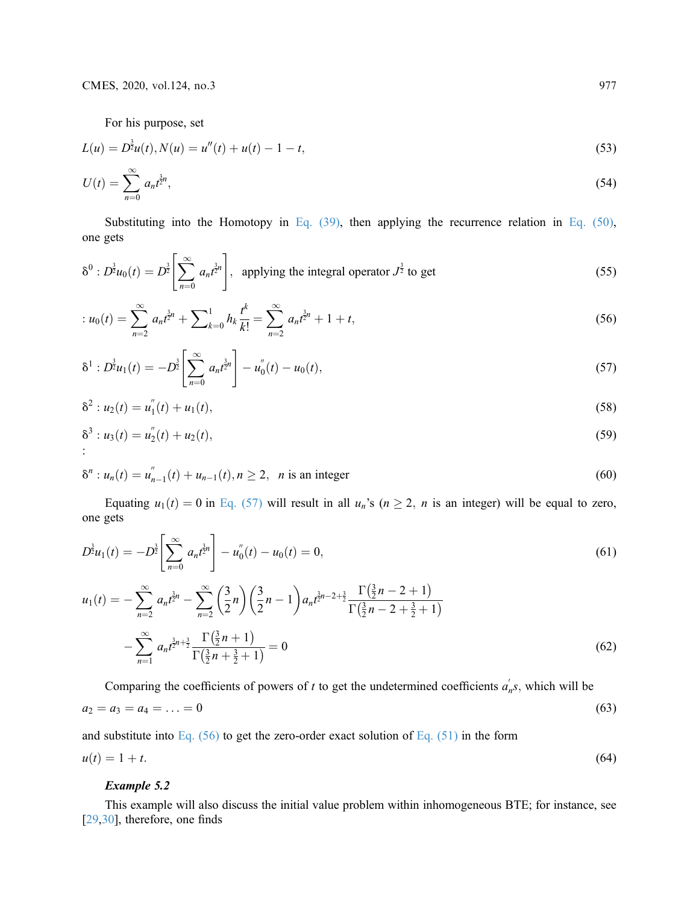For his purpose, set

$$L(u) = D^{\frac{3}{2}}u(t), N(u) = u''(t) + u(t) - 1 - t, \tag{53}$$

$$U(t) = \sum_{n=0}^{\infty} a_n t^{\frac{3}{2}n}, \tag{54}$$

Substituting into the Homotopy in Eq. (39), then applying the recurrence relation in Eq. (50), one gets

$$\delta^0 : D^{\frac{3}{2}}u_0(t) = D^{\frac{3}{2}}\left[\sum_{n=0}^{\infty} a_n t^{\frac{3}{2}n}\right], \text{ applying the integral operator } J^{\frac{3}{2}} \text{ to get} \tag{55}$$

$$: u_0(t) = \sum_{n=2}^{\infty} a_n t^{\frac{3}{2}n} + \sum\nolimits_{k=0}^{1} h_k \frac{t^k}{k!} = \sum_{n=2}^{\infty} a_n t^{\frac{3}{2}n} + 1 + t, \tag{56}$$

$$\delta^1 : D^{\frac{3}{2}}u_1(t) = -D^{\frac{3}{2}}\left[\sum_{n=0}^{\infty} a_n t^{\frac{3}{2}n}\right] - u_0''(t) - u_0(t), \tag{57}$$

$$\delta^2 : u_2(t) = u_1''(t) + u_1(t), \tag{58}$$

$$\delta^3 : u_3(t) = u_2''(t) + u_2(t), \tag{59}$$

$\vdots$

$$\delta^n : u_n(t) = u_{n-1}''(t) + u_{n-1}(t), n \geq 2, \quad n \text{ is an integer} \tag{60}$$

Equating $u_1(t) = 0$ in Eq. (57) will result in all $u_n$'s ($n \geq 2$, $n$ is an integer) will be equal to zero, one gets

$$D^{\frac{3}{2}}u_1(t) = -D^{\frac{3}{2}}\left[\sum_{n=0}^{\infty} a_n t^{\frac{3}{2}n}\right] - u_0''(t) - u_0(t) = 0, \tag{61}$$

$$\begin{aligned} u_1(t) = &-\sum_{n=2}^{\infty} a_n t^{\frac{3}{2}n} - \sum_{n=2}^{\infty}\left(\frac{3}{2}n\right)\left(\frac{3}{2}n - 1\right) a_n t^{\frac{3}{2}n - 2 + \frac{3}{2}} \frac{\Gamma\left(\frac{3}{2}n - 2 + 1\right)}{\Gamma\left(\frac{3}{2}n - 2 + \frac{3}{2} + 1\right)} \\ &- \sum_{n=1}^{\infty} a_n t^{\frac{3}{2}n + \frac{3}{2}} \frac{\Gamma\left(\frac{3}{2}n + 1\right)}{\Gamma\left(\frac{3}{2}n + \frac{3}{2} + 1\right)} = 0 \end{aligned} \tag{62}$$

Comparing the coefficients of powers of $t$ to get the undetermined coefficients $a_n's$, which will be

$$a_2 = a_3 = a_4 = \ldots = 0 \tag{63}$$

and substitute into Eq. (56) to get the zero-order exact solution of Eq. (51) in the form

$$u(t) = 1 + t. \tag{64}$$

***Example 5.2***

This example will also discuss the initial value problem within inhomogeneous BTE; for instance, see [29,30], therefore, one finds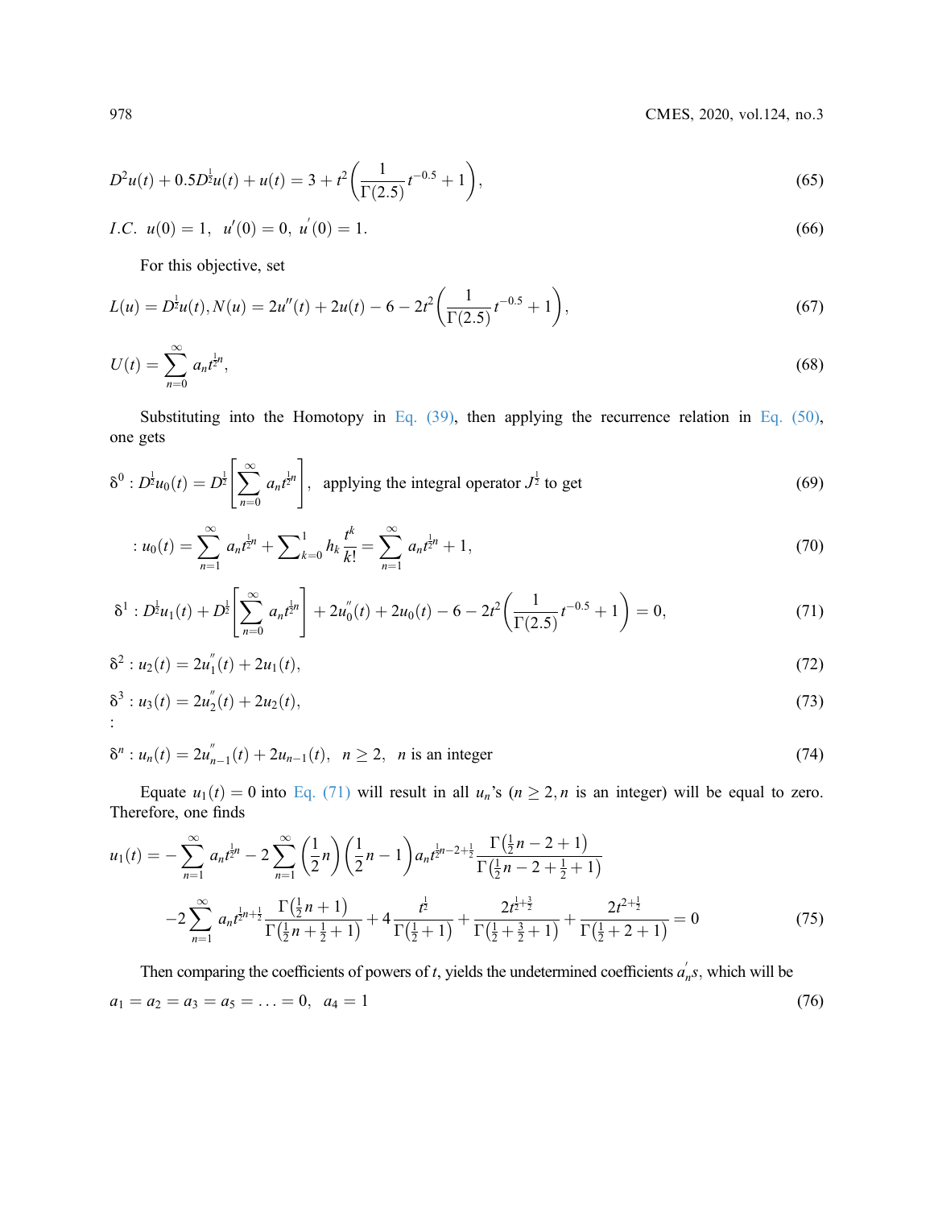$$D^2u(t) + 0.5D^{\frac{1}{2}}u(t) + u(t) = 3 + t^2\left(\frac{1}{\Gamma(2.5)}t^{-0.5} + 1\right), \tag{65}$$

$$I.C.\;\; u(0) = 1,\;\; u'(0) = 0,\; u^{'}(0) = 1. \tag{66}$$

For this objective, set

$$L(u) = D^{\frac{1}{2}}u(t), N(u) = 2u''(t) + 2u(t) - 6 - 2t^2\left(\frac{1}{\Gamma(2.5)}t^{-0.5} + 1\right), \tag{67}$$

$$U(t) = \sum_{n=0}^{\infty} a_n t^{\frac{1}{2}n}, \tag{68}$$

Substituting into the Homotopy in Eq. (39), then applying the recurrence relation in Eq. (50), one gets

$$\delta^0 : D^{\frac{1}{2}}u_0(t) = D^{\frac{1}{2}}\left[\sum_{n=0}^{\infty} a_n t^{\frac{1}{2}n}\right], \text{ applying the integral operator } J^{\frac{1}{2}} \text{ to get} \tag{69}$$

$$: u_0(t) = \sum_{n=1}^{\infty} a_n t^{\frac{1}{2}n} + \sum\nolimits_{k=0}^{1} h_k \frac{t^k}{k!} = \sum_{n=1}^{\infty} a_n t^{\frac{1}{2}n} + 1, \tag{70}$$

$$\delta^1 : D^{\frac{1}{2}}u_1(t) + D^{\frac{1}{2}}\left[\sum_{n=0}^{\infty} a_n t^{\frac{1}{2}n}\right] + 2u_0^{''}(t) + 2u_0(t) - 6 - 2t^2\left(\frac{1}{\Gamma(2.5)}t^{-0.5} + 1\right) = 0, \tag{71}$$

$$\delta^2 : u_2(t) = 2u_1^{''}(t) + 2u_1(t), \tag{72}$$

$$\delta^3 : u_3(t) = 2u_2^{''}(t) + 2u_2(t), \tag{73}$$

$$\vdots$$

$$\delta^n : u_n(t) = 2u_{n-1}^{''}(t) + 2u_{n-1}(t), \;\; n \geq 2, \;\; n \text{ is an integer} \tag{74}$$

Equate $u_1(t) = 0$ into Eq. (71) will result in all $u_n$'s ($n \geq 2, n$ is an integer) will be equal to zero. Therefore, one finds

$$u_1(t) = -\sum_{n=1}^{\infty} a_n t^{\frac{1}{2}n} - 2\sum_{n=1}^{\infty}\left(\frac{1}{2}n\right)\left(\frac{1}{2}n - 1\right)a_n t^{\frac{1}{2}n-2+\frac{1}{2}}\frac{\Gamma\left(\frac{1}{2}n - 2 + 1\right)}{\Gamma\left(\frac{1}{2}n - 2 + \frac{1}{2} + 1\right)}$$
$$-2\sum_{n=1}^{\infty} a_n t^{\frac{1}{2}n+\frac{1}{2}}\frac{\Gamma\left(\frac{1}{2}n + 1\right)}{\Gamma\left(\frac{1}{2}n + \frac{1}{2} + 1\right)} + 4\frac{t^{\frac{1}{2}}}{\Gamma\left(\frac{1}{2} + 1\right)} + \frac{2t^{\frac{1}{2}+\frac{3}{2}}}{\Gamma\left(\frac{1}{2} + \frac{3}{2} + 1\right)} + \frac{2t^{2+\frac{1}{2}}}{\Gamma\left(\frac{1}{2} + 2 + 1\right)} = 0 \tag{75}$$

Then comparing the coefficients of powers of $t$, yields the undetermined coefficients $a_n^{'}s$, which will be

$$a_1 = a_2 = a_3 = a_5 = \ldots = 0, \;\; a_4 = 1 \tag{76}$$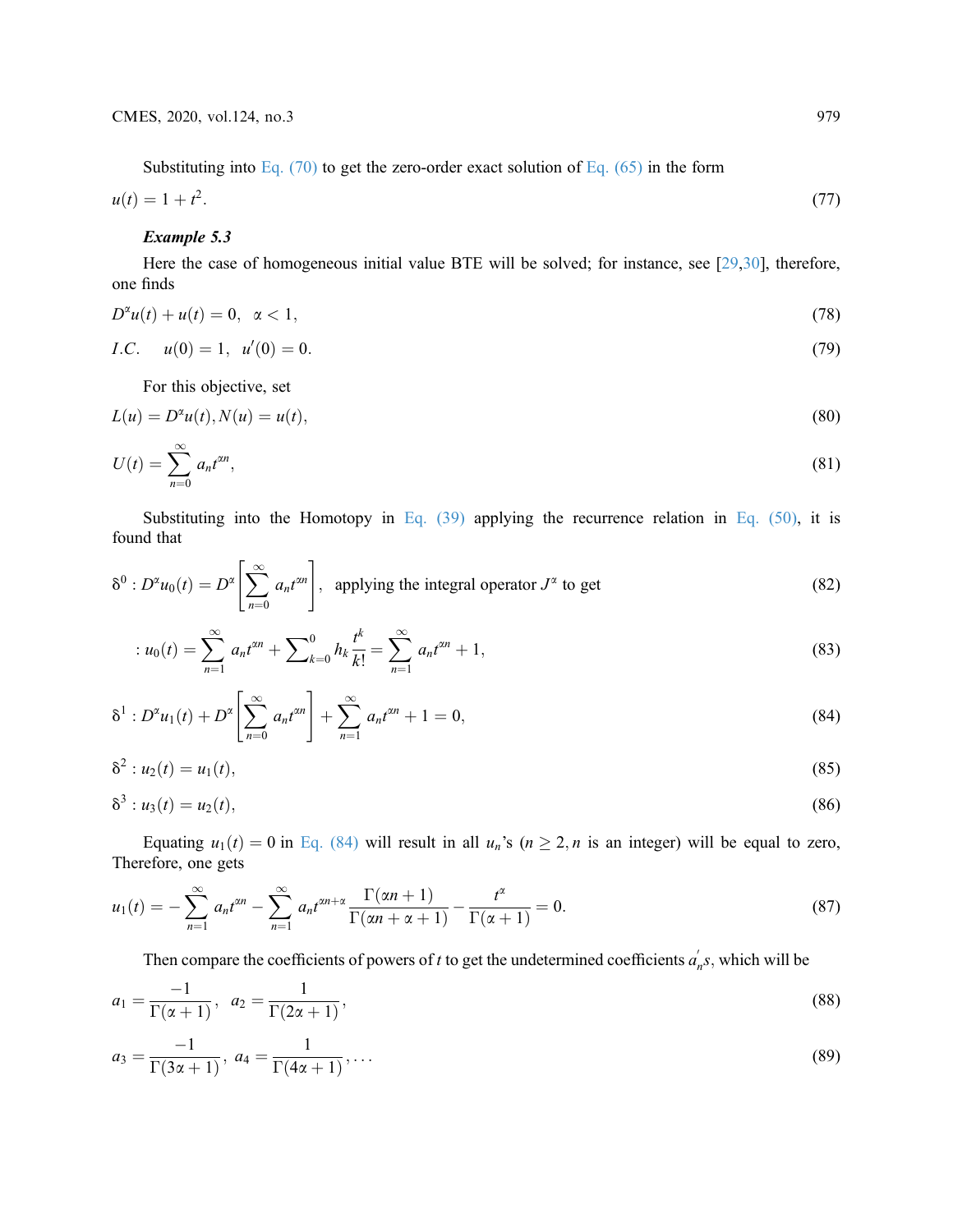Substituting into Eq. (70) to get the zero-order exact solution of Eq. (65) in the form

$$u(t) = 1 + t^2. \tag{77}$$

***Example 5.3***

Here the case of homogeneous initial value BTE will be solved; for instance, see [29,30], therefore, one finds

$$D^{\alpha}u(t) + u(t) = 0, \;\; \alpha < 1, \tag{78}$$

$$I.C. \quad u(0) = 1, \;\; u'(0) = 0. \tag{79}$$

For this objective, set

$$L(u) = D^{\alpha}u(t), N(u) = u(t), \tag{80}$$

$$U(t) = \sum_{n=0}^{\infty} a_n t^{\alpha n}, \tag{81}$$

Substituting into the Homotopy in Eq. (39) applying the recurrence relation in Eq. (50), it is found that

$$\delta^0 : D^{\alpha}u_0(t) = D^{\alpha}\left[\sum_{n=0}^{\infty} a_n t^{\alpha n}\right], \text{ applying the integral operator } J^{\alpha} \text{ to get} \tag{82}$$

$$: u_0(t) = \sum_{n=1}^{\infty} a_n t^{\alpha n} + \sum\nolimits_{k=0}^{0} h_k \frac{t^k}{k!} = \sum_{n=1}^{\infty} a_n t^{\alpha n} + 1, \tag{83}$$

$$\delta^1 : D^{\alpha}u_1(t) + D^{\alpha}\left[\sum_{n=0}^{\infty} a_n t^{\alpha n}\right] + \sum_{n=1}^{\infty} a_n t^{\alpha n} + 1 = 0, \tag{84}$$

$$\delta^2 : u_2(t) = u_1(t), \tag{85}$$

$$\delta^3 : u_3(t) = u_2(t), \tag{86}$$

Equating $u_1(t) = 0$ in Eq. (84) will result in all $u_n$'s ($n \geq 2, n$ is an integer) will be equal to zero, Therefore, one gets

$$u_1(t) = -\sum_{n=1}^{\infty} a_n t^{\alpha n} - \sum_{n=1}^{\infty} a_n t^{\alpha n + \alpha} \frac{\Gamma(\alpha n + 1)}{\Gamma(\alpha n + \alpha + 1)} - \frac{t^{\alpha}}{\Gamma(\alpha + 1)} = 0. \tag{87}$$

Then compare the coefficients of powers of $t$ to get the undetermined coefficients $a_n^{'}s$, which will be

$$a_1 = \frac{-1}{\Gamma(\alpha + 1)}, \;\; a_2 = \frac{1}{\Gamma(2\alpha + 1)}, \tag{88}$$

$$a_3 = \frac{-1}{\Gamma(3\alpha + 1)}, \;\; a_4 = \frac{1}{\Gamma(4\alpha + 1)}, \ldots \tag{89}$$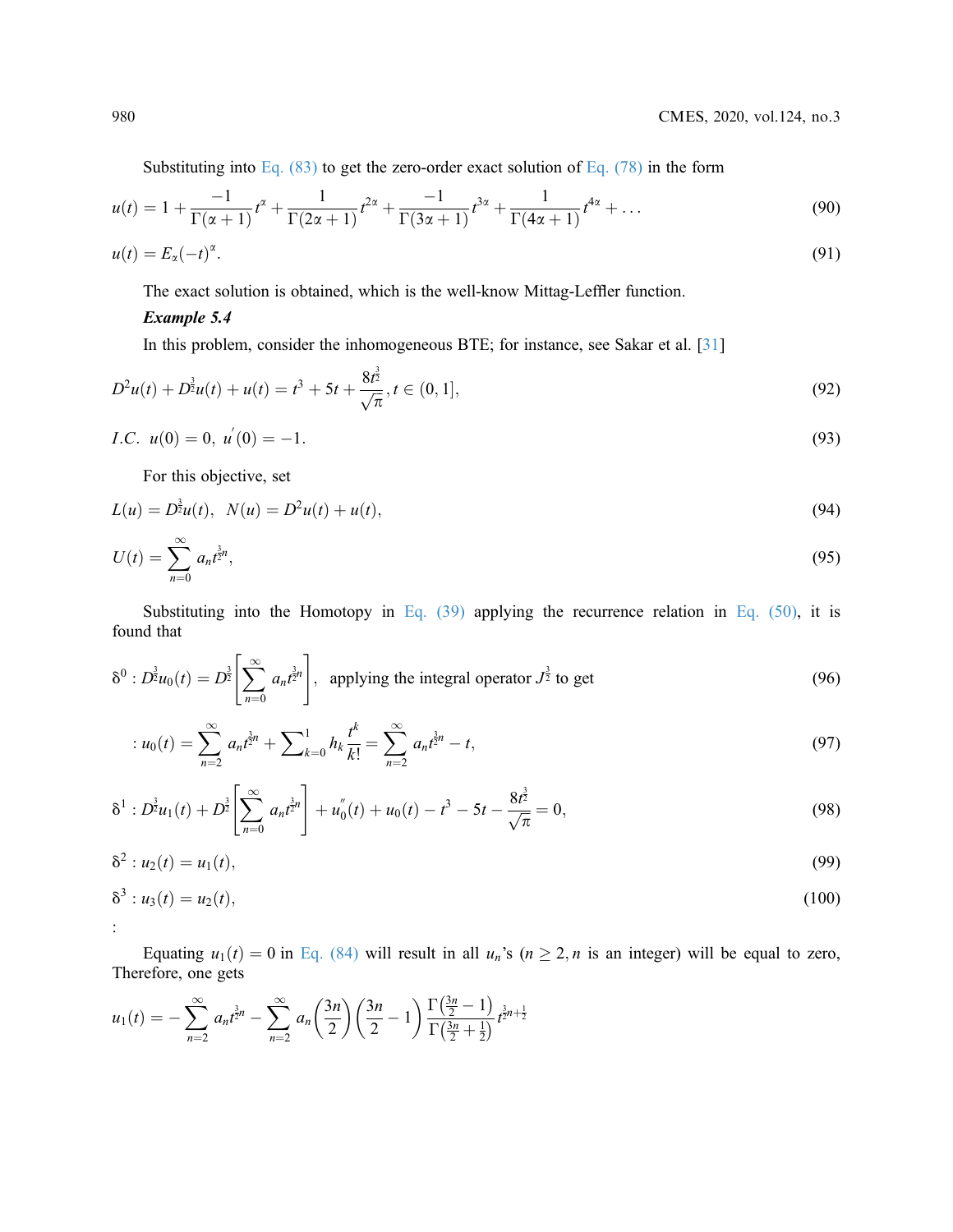Substituting into Eq. (83) to get the zero-order exact solution of Eq. (78) in the form

$$u(t) = 1 + \frac{-1}{\Gamma(\alpha+1)}t^{\alpha} + \frac{1}{\Gamma(2\alpha+1)}t^{2\alpha} + \frac{-1}{\Gamma(3\alpha+1)}t^{3\alpha} + \frac{1}{\Gamma(4\alpha+1)}t^{4\alpha} + \ldots \tag{90}$$

$$u(t) = E_{\alpha}(-t)^{\alpha}. \tag{91}$$

The exact solution is obtained, which is the well-know Mittag-Leffler function.

***Example 5.4***

In this problem, consider the inhomogeneous BTE; for instance, see Sakar et al. [31]

$$D^2u(t) + D^{\frac{3}{2}}u(t) + u(t) = t^3 + 5t + \frac{8t^{\frac{3}{2}}}{\sqrt{\pi}}, t \in (0, 1], \tag{92}$$

$$I.C. \;\; u(0) = 0, \; u'(0) = -1. \tag{93}$$

For this objective, set

$$L(u) = D^{\frac{3}{2}}u(t), \;\; N(u) = D^2u(t) + u(t), \tag{94}$$

$$U(t) = \sum_{n=0}^{\infty} a_n t^{\frac{3}{2}n}, \tag{95}$$

Substituting into the Homotopy in Eq. (39) applying the recurrence relation in Eq. (50), it is found that

$$\delta^0 : D^{\frac{3}{2}}u_0(t) = D^{\frac{3}{2}}\left[\sum_{n=0}^{\infty} a_n t^{\frac{3}{2}n}\right], \;\; \text{applying the integral operator } J^{\frac{3}{2}} \text{ to get} \tag{96}$$

$$: u_0(t) = \sum_{n=2}^{\infty} a_n t^{\frac{3}{2}n} + \sum\nolimits_{k=0}^{1} h_k \frac{t^k}{k!} = \sum_{n=2}^{\infty} a_n t^{\frac{3}{2}n} - t, \tag{97}$$

$$\delta^1 : D^{\frac{3}{2}}u_1(t) + D^{\frac{3}{2}}\left[\sum_{n=0}^{\infty} a_n t^{\frac{3}{2}n}\right] + u_0''(t) + u_0(t) - t^3 - 5t - \frac{8t^{\frac{3}{2}}}{\sqrt{\pi}} = 0, \tag{98}$$

$$\delta^2 : u_2(t) = u_1(t), \tag{99}$$

$$\delta^3 : u_3(t) = u_2(t), \tag{100}$$

:

Equating $u_1(t) = 0$ in Eq. (84) will result in all $u_n$'s ($n \geq 2, n$ is an integer) will be equal to zero, Therefore, one gets

$$u_1(t) = -\sum_{n=2}^{\infty} a_n t^{\frac{3}{2}n} - \sum_{n=2}^{\infty} a_n \left(\frac{3n}{2}\right)\left(\frac{3n}{2} - 1\right) \frac{\Gamma\left(\frac{3n}{2} - 1\right)}{\Gamma\left(\frac{3n}{2} + \frac{1}{2}\right)} t^{\frac{3}{2}n + \frac{1}{2}}$$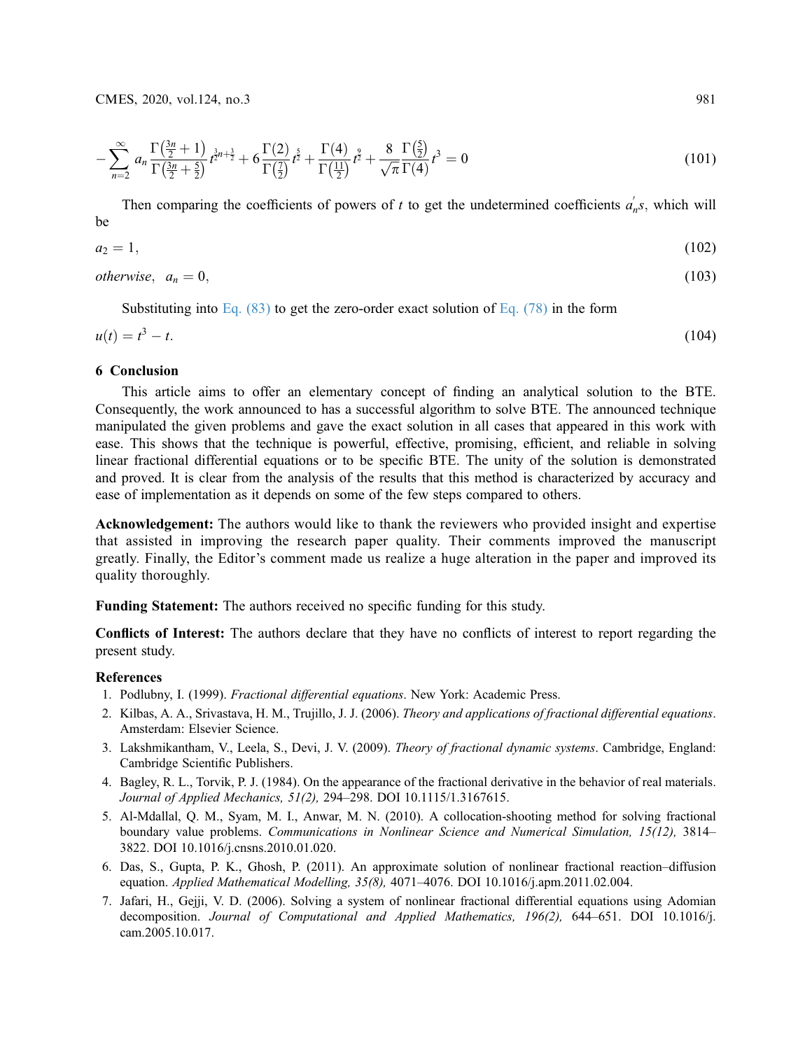$$-\sum_{n=2}^{\infty} a_n \frac{\Gamma\left(\frac{3n}{2}+1\right)}{\Gamma\left(\frac{3n}{2}+\frac{5}{2}\right)} t^{\frac{3}{2}n+\frac{3}{2}} + 6\frac{\Gamma(2)}{\Gamma\left(\frac{7}{2}\right)} t^{\frac{5}{2}} + \frac{\Gamma(4)}{\Gamma\left(\frac{11}{2}\right)} t^{\frac{9}{2}} + \frac{8}{\sqrt{\pi}} \frac{\Gamma\left(\frac{5}{2}\right)}{\Gamma(4)} t^3 = 0 \tag{101}$$

Then comparing the coefficients of powers of $t$ to get the undetermined coefficients $a_n^{'}s$, which will be

$$a_2 = 1, \tag{102}$$

$$otherwise, \quad a_n = 0, \tag{103}$$

Substituting into Eq. (83) to get the zero-order exact solution of Eq. (78) in the form

$$u(t) = t^3 - t. \tag{104}$$

## 6 Conclusion

This article aims to offer an elementary concept of finding an analytical solution to the BTE. Consequently, the work announced to has a successful algorithm to solve BTE. The announced technique manipulated the given problems and gave the exact solution in all cases that appeared in this work with ease. This shows that the technique is powerful, effective, promising, efficient, and reliable in solving linear fractional differential equations or to be specific BTE. The unity of the solution is demonstrated and proved. It is clear from the analysis of the results that this method is characterized by accuracy and ease of implementation as it depends on some of the few steps compared to others.

**Acknowledgement:** The authors would like to thank the reviewers who provided insight and expertise that assisted in improving the research paper quality. Their comments improved the manuscript greatly. Finally, the Editor's comment made us realize a huge alteration in the paper and improved its quality thoroughly.

**Funding Statement:** The authors received no specific funding for this study.

**Conflicts of Interest:** The authors declare that they have no conflicts of interest to report regarding the present study.

### References

1. Podlubny, I. (1999). *Fractional differential equations*. New York: Academic Press.
2. Kilbas, A. A., Srivastava, H. M., Trujillo, J. J. (2006). *Theory and applications of fractional differential equations*. Amsterdam: Elsevier Science.
3. Lakshmikantham, V., Leela, S., Devi, J. V. (2009). *Theory of fractional dynamic systems*. Cambridge, England: Cambridge Scientific Publishers.
4. Bagley, R. L., Torvik, P. J. (1984). On the appearance of the fractional derivative in the behavior of real materials. *Journal of Applied Mechanics, 51(2),* 294–298. DOI 10.1115/1.3167615.
5. Al-Mdallal, Q. M., Syam, M. I., Anwar, M. N. (2010). A collocation-shooting method for solving fractional boundary value problems. *Communications in Nonlinear Science and Numerical Simulation, 15(12),* 3814–3822. DOI 10.1016/j.cnsns.2010.01.020.
6. Das, S., Gupta, P. K., Ghosh, P. (2011). An approximate solution of nonlinear fractional reaction–diffusion equation. *Applied Mathematical Modelling, 35(8),* 4071–4076. DOI 10.1016/j.apm.2011.02.004.
7. Jafari, H., Gejji, V. D. (2006). Solving a system of nonlinear fractional differential equations using Adomian decomposition. *Journal of Computational and Applied Mathematics, 196(2),* 644–651. DOI 10.1016/j.cam.2005.10.017.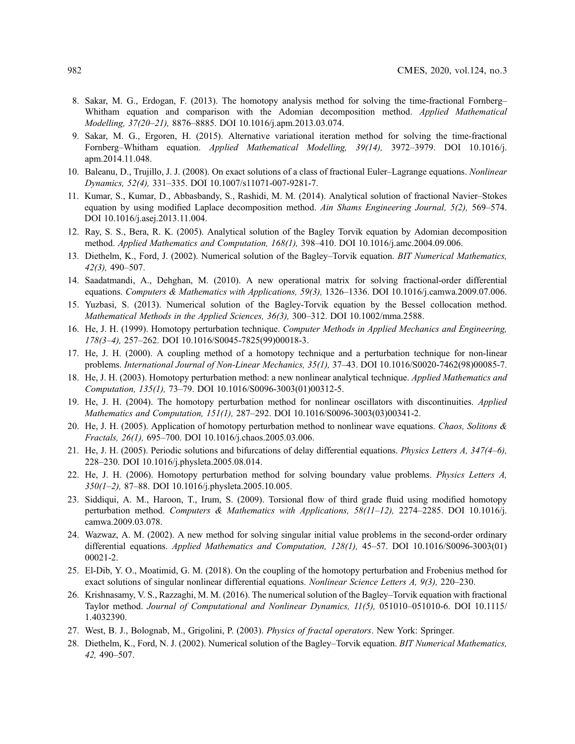8. Sakar, M. G., Erdogan, F. (2013). The homotopy analysis method for solving the time-fractional Fornberg–Whitham equation and comparison with the Adomian decomposition method. *Applied Mathematical Modelling, 37(20–21),* 8876–8885. DOI 10.1016/j.apm.2013.03.074.
9. Sakar, M. G., Ergoren, H. (2015). Alternative variational iteration method for solving the time-fractional Fornberg–Whitham equation. *Applied Mathematical Modelling, 39(14),* 3972–3979. DOI 10.1016/j.apm.2014.11.048.
10. Baleanu, D., Trujillo, J. J. (2008). On exact solutions of a class of fractional Euler–Lagrange equations. *Nonlinear Dynamics, 52(4),* 331–335. DOI 10.1007/s11071-007-9281-7.
11. Kumar, S., Kumar, D., Abbasbandy, S., Rashidi, M. M. (2014). Analytical solution of fractional Navier–Stokes equation by using modified Laplace decomposition method. *Ain Shams Engineering Journal, 5(2),* 569–574. DOI 10.1016/j.asej.2013.11.004.
12. Ray, S. S., Bera, R. K. (2005). Analytical solution of the Bagley Torvik equation by Adomian decomposition method. *Applied Mathematics and Computation, 168(1),* 398–410. DOI 10.1016/j.amc.2004.09.006.
13. Diethelm, K., Ford, J. (2002). Numerical solution of the Bagley–Torvik equation. *BIT Numerical Mathematics, 42(3),* 490–507.
14. Saadatmandi, A., Dehghan, M. (2010). A new operational matrix for solving fractional-order differential equations. *Computers & Mathematics with Applications, 59(3),* 1326–1336. DOI 10.1016/j.camwa.2009.07.006.
15. Yuzbasi, S. (2013). Numerical solution of the Bagley-Torvik equation by the Bessel collocation method. *Mathematical Methods in the Applied Sciences, 36(3),* 300–312. DOI 10.1002/mma.2588.
16. He, J. H. (1999). Homotopy perturbation technique. *Computer Methods in Applied Mechanics and Engineering, 178(3–4),* 257–262. DOI 10.1016/S0045-7825(99)00018-3.
17. He, J. H. (2000). A coupling method of a homotopy technique and a perturbation technique for non-linear problems. *International Journal of Non-Linear Mechanics, 35(1),* 37–43. DOI 10.1016/S0020-7462(98)00085-7.
18. He, J. H. (2003). Homotopy perturbation method: a new nonlinear analytical technique. *Applied Mathematics and Computation, 135(1),* 73–79. DOI 10.1016/S0096-3003(01)00312-5.
19. He, J. H. (2004). The homotopy perturbation method for nonlinear oscillators with discontinuities. *Applied Mathematics and Computation, 151(1),* 287–292. DOI 10.1016/S0096-3003(03)00341-2.
20. He, J. H. (2005). Application of homotopy perturbation method to nonlinear wave equations. *Chaos, Solitons & Fractals, 26(1),* 695–700. DOI 10.1016/j.chaos.2005.03.006.
21. He, J. H. (2005). Periodic solutions and bifurcations of delay differential equations. *Physics Letters A, 347(4–6),* 228–230. DOI 10.1016/j.physleta.2005.08.014.
22. He, J. H. (2006). Homotopy perturbation method for solving boundary value problems. *Physics Letters A, 350(1–2),* 87–88. DOI 10.1016/j.physleta.2005.10.005.
23. Siddiqui, A. M., Haroon, T., Irum, S. (2009). Torsional flow of third grade fluid using modified homotopy perturbation method. *Computers & Mathematics with Applications, 58(11–12),* 2274–2285. DOI 10.1016/j.camwa.2009.03.078.
24. Wazwaz, A. M. (2002). A new method for solving singular initial value problems in the second-order ordinary differential equations. *Applied Mathematics and Computation, 128(1),* 45–57. DOI 10.1016/S0096-3003(01)00021-2.
25. El-Dib, Y. O., Moatimid, G. M. (2018). On the coupling of the homotopy perturbation and Frobenius method for exact solutions of singular nonlinear differential equations. *Nonlinear Science Letters A, 9(3),* 220–230.
26. Krishnasamy, V. S., Razzaghi, M. M. (2016). The numerical solution of the Bagley–Torvik equation with fractional Taylor method. *Journal of Computational and Nonlinear Dynamics, 11(5),* 051010–051010-6. DOI 10.1115/1.4032390.
27. West, B. J., Bolognab, M., Grigolini, P. (2003). *Physics of fractal operators*. New York: Springer.
28. Diethelm, K., Ford, N. J. (2002). Numerical solution of the Bagley–Torvik equation. *BIT Numerical Mathematics, 42,* 490–507.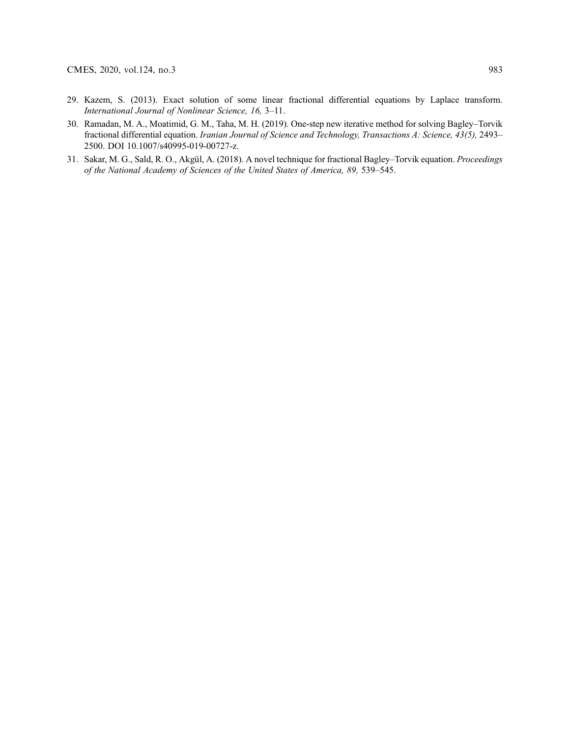29. Kazem, S. (2013). Exact solution of some linear fractional differential equations by Laplace transform. *International Journal of Nonlinear Science, 16,* 3–11.
30. Ramadan, M. A., Moatimid, G. M., Taha, M. H. (2019). One-step new iterative method for solving Bagley–Torvik fractional differential equation. *Iranian Journal of Science and Technology, Transactions A: Science, 43(5),* 2493–2500. DOI 10.1007/s40995-019-00727-z.
31. Sakar, M. G., Sald, R. O., Akgül, A. (2018). A novel technique for fractional Bagley–Torvik equation. *Proceedings of the National Academy of Sciences of the United States of America, 89,* 539–545.